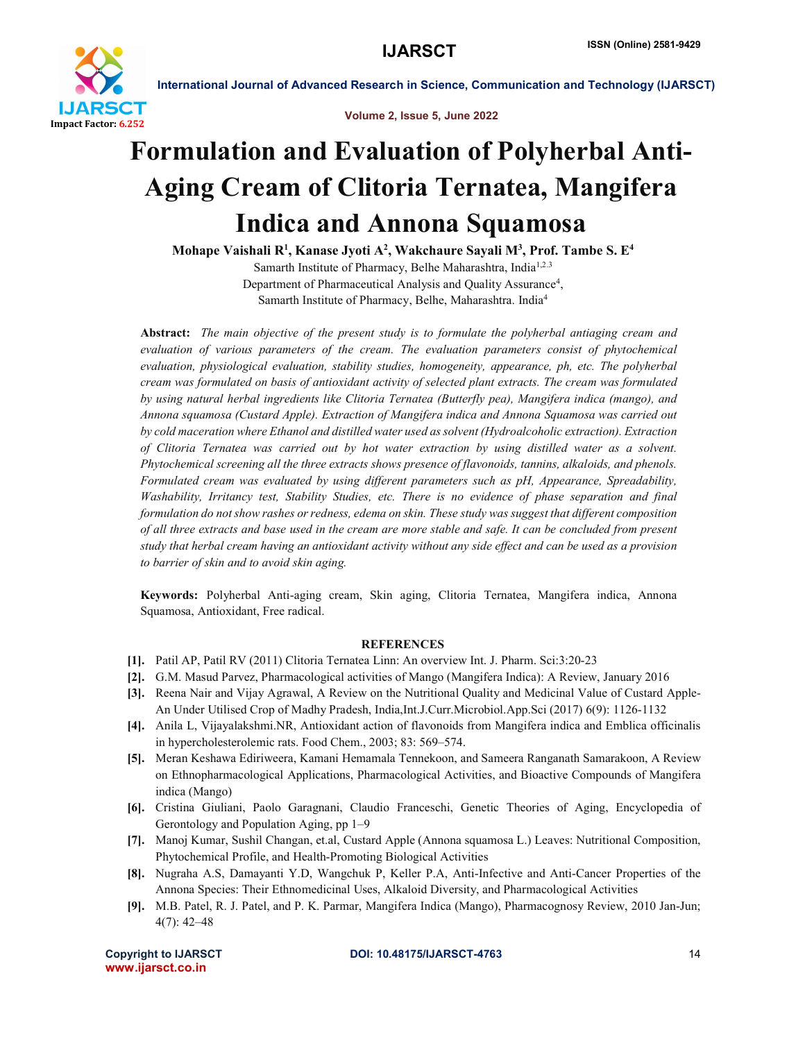# Formulation and Evaluation of Polyherbal Anti-Aging Cream of Clitoria Ternatea, Mangifera Indica and Annona Squamosa

**Mohape Vaishali R[1], Kanase Jyoti A[2], Wakchaure Sayali M[3], Prof. Tambe S. E[4]**

Samarth Institute of Pharmacy, Belhe Maharashtra, India[1,2,3]

Department of Pharmaceutical Analysis and Quality Assurance[4],

Samarth Institute of Pharmacy, Belhe, Maharashtra. India[4]

**Abstract:** *The main objective of the present study is to formulate the polyherbal antiaging cream and evaluation of various parameters of the cream. The evaluation parameters consist of phytochemical evaluation, physiological evaluation, stability studies, homogeneity, appearance, ph, etc. The polyherbal cream was formulated on basis of antioxidant activity of selected plant extracts. The cream was formulated by using natural herbal ingredients like Clitoria Ternatea (Butterfly pea), Mangifera indica (mango), and Annona squamosa (Custard Apple). Extraction of Mangifera indica and Annona Squamosa was carried out by cold maceration where Ethanol and distilled water used as solvent (Hydroalcoholic extraction). Extraction of Clitoria Ternatea was carried out by hot water extraction by using distilled water as a solvent. Phytochemical screening all the three extracts shows presence of flavonoids, tannins, alkaloids, and phenols. Formulated cream was evaluated by using different parameters such as pH, Appearance, Spreadability, Washability, Irritancy test, Stability Studies, etc. There is no evidence of phase separation and final formulation do not show rashes or redness, edema on skin. These study was suggest that different composition of all three extracts and base used in the cream are more stable and safe. It can be concluded from present study that herbal cream having an antioxidant activity without any side effect and can be used as a provision to barrier of skin and to avoid skin aging.*

**Keywords:** Polyherbal Anti-aging cream, Skin aging, Clitoria Ternatea, Mangifera indica, Annona Squamosa, Antioxidant, Free radical.

## REFERENCES

**[1].** Patil AP, Patil RV (2011) Clitoria Ternatea Linn: An overview Int. J. Pharm. Sci:3:20-23

**[2].** G.M. Masud Parvez, Pharmacological activities of Mango (Mangifera Indica): A Review, January 2016

**[3].** Reena Nair and Vijay Agrawal, A Review on the Nutritional Quality and Medicinal Value of Custard Apple-An Under Utilised Crop of Madhy Pradesh, India,Int.J.Curr.Microbiol.App.Sci (2017) 6(9): 1126-1132

**[4].** Anila L, Vijayalakshmi.NR, Antioxidant action of flavonoids from Mangifera indica and Emblica officinalis in hypercholesterolemic rats. Food Chem., 2003; 83: 569–574.

**[5].** Meran Keshawa Ediriweera, Kamani Hemamala Tennekoon, and Sameera Ranganath Samarakoon, A Review on Ethnopharmacological Applications, Pharmacological Activities, and Bioactive Compounds of Mangifera indica (Mango)

**[6].** Cristina Giuliani, Paolo Garagnani, Claudio Franceschi, Genetic Theories of Aging, Encyclopedia of Gerontology and Population Aging, pp 1–9

**[7].** Manoj Kumar, Sushil Changan, et.al, Custard Apple (Annona squamosa L.) Leaves: Nutritional Composition, Phytochemical Profile, and Health-Promoting Biological Activities

**[8].** Nugraha A.S, Damayanti Y.D, Wangchuk P, Keller P.A, Anti-Infective and Anti-Cancer Properties of the Annona Species: Their Ethnomedicinal Uses, Alkaloid Diversity, and Pharmacological Activities

**[9].** M.B. Patel, R. J. Patel, and P. K. Parmar, Mangifera Indica (Mango), Pharmacognosy Review, 2010 Jan-Jun; 4(7): 42–48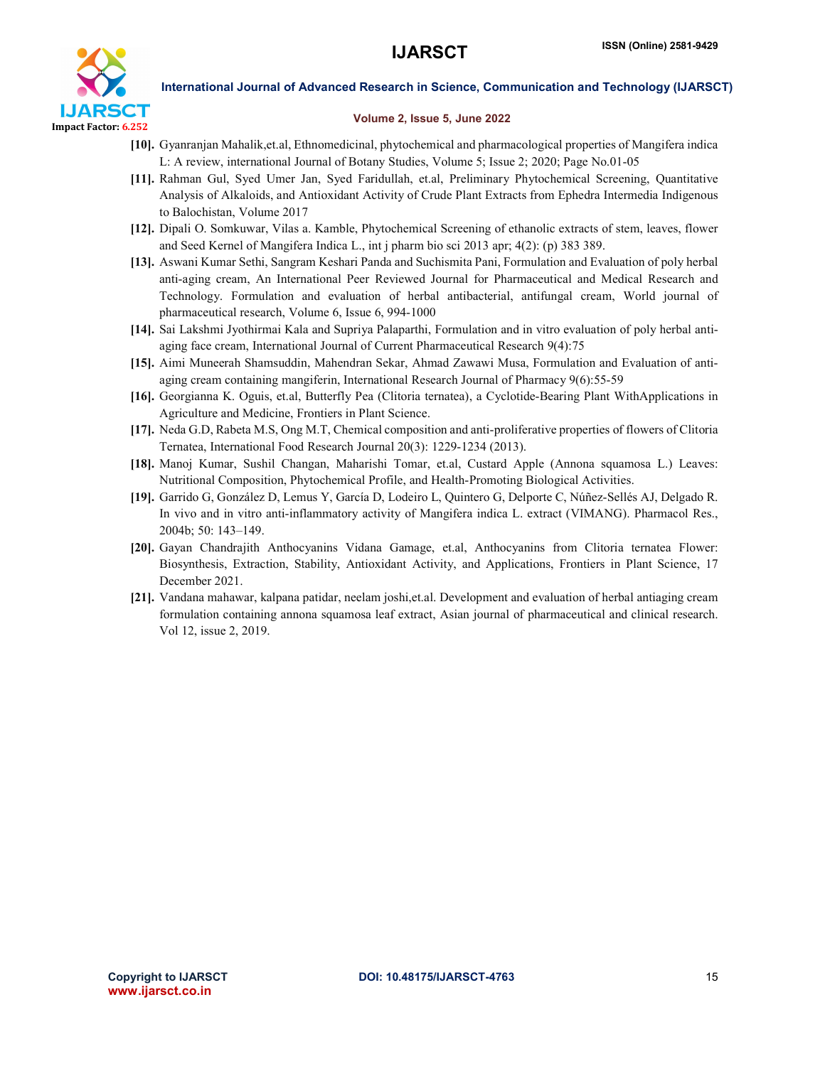**[10].** Gyanranjan Mahalik,et.al, Ethnomedicinal, phytochemical and pharmacological properties of Mangifera indica L: A review, international Journal of Botany Studies, Volume 5; Issue 2; 2020; Page No.01-05

**[11].** Rahman Gul, Syed Umer Jan, Syed Faridullah, et.al, Preliminary Phytochemical Screening, Quantitative Analysis of Alkaloids, and Antioxidant Activity of Crude Plant Extracts from Ephedra Intermedia Indigenous to Balochistan, Volume 2017

**[12].** Dipali O. Somkuwar, Vilas a. Kamble, Phytochemical Screening of ethanolic extracts of stem, leaves, flower and Seed Kernel of Mangifera Indica L., int j pharm bio sci 2013 apr; 4(2): (p) 383 389.

**[13].** Aswani Kumar Sethi, Sangram Keshari Panda and Suchismita Pani, Formulation and Evaluation of poly herbal anti-aging cream, An International Peer Reviewed Journal for Pharmaceutical and Medical Research and Technology. Formulation and evaluation of herbal antibacterial, antifungal cream, World journal of pharmaceutical research, Volume 6, Issue 6, 994-1000

**[14].** Sai Lakshmi Jyothirmai Kala and Supriya Palaparthi, Formulation and in vitro evaluation of poly herbal anti-aging face cream, International Journal of Current Pharmaceutical Research 9(4):75

**[15].** Aimi Muneerah Shamsuddin, Mahendran Sekar, Ahmad Zawawi Musa, Formulation and Evaluation of anti-aging cream containing mangiferin, International Research Journal of Pharmacy 9(6):55-59

**[16].** Georgianna K. Oguis, et.al, Butterfly Pea (Clitoria ternatea), a Cyclotide-Bearing Plant WithApplications in Agriculture and Medicine, Frontiers in Plant Science.

**[17].** Neda G.D, Rabeta M.S, Ong M.T, Chemical composition and anti-proliferative properties of flowers of Clitoria Ternatea, International Food Research Journal 20(3): 1229-1234 (2013).

**[18].** Manoj Kumar, Sushil Changan, Maharishi Tomar, et.al, Custard Apple (Annona squamosa L.) Leaves: Nutritional Composition, Phytochemical Profile, and Health-Promoting Biological Activities.

**[19].** Garrido G, González D, Lemus Y, García D, Lodeiro L, Quintero G, Delporte C, Núñez-Sellés AJ, Delgado R. In vivo and in vitro anti-inflammatory activity of Mangifera indica L. extract (VIMANG). Pharmacol Res., 2004b; 50: 143–149.

**[20].** Gayan Chandrajith Anthocyanins Vidana Gamage, et.al, Anthocyanins from Clitoria ternatea Flower: Biosynthesis, Extraction, Stability, Antioxidant Activity, and Applications, Frontiers in Plant Science, 17 December 2021.

**[21].** Vandana mahawar, kalpana patidar, neelam joshi,et.al. Development and evaluation of herbal antiaging cream formulation containing annona squamosa leaf extract, Asian journal of pharmaceutical and clinical research. Vol 12, issue 2, 2019.